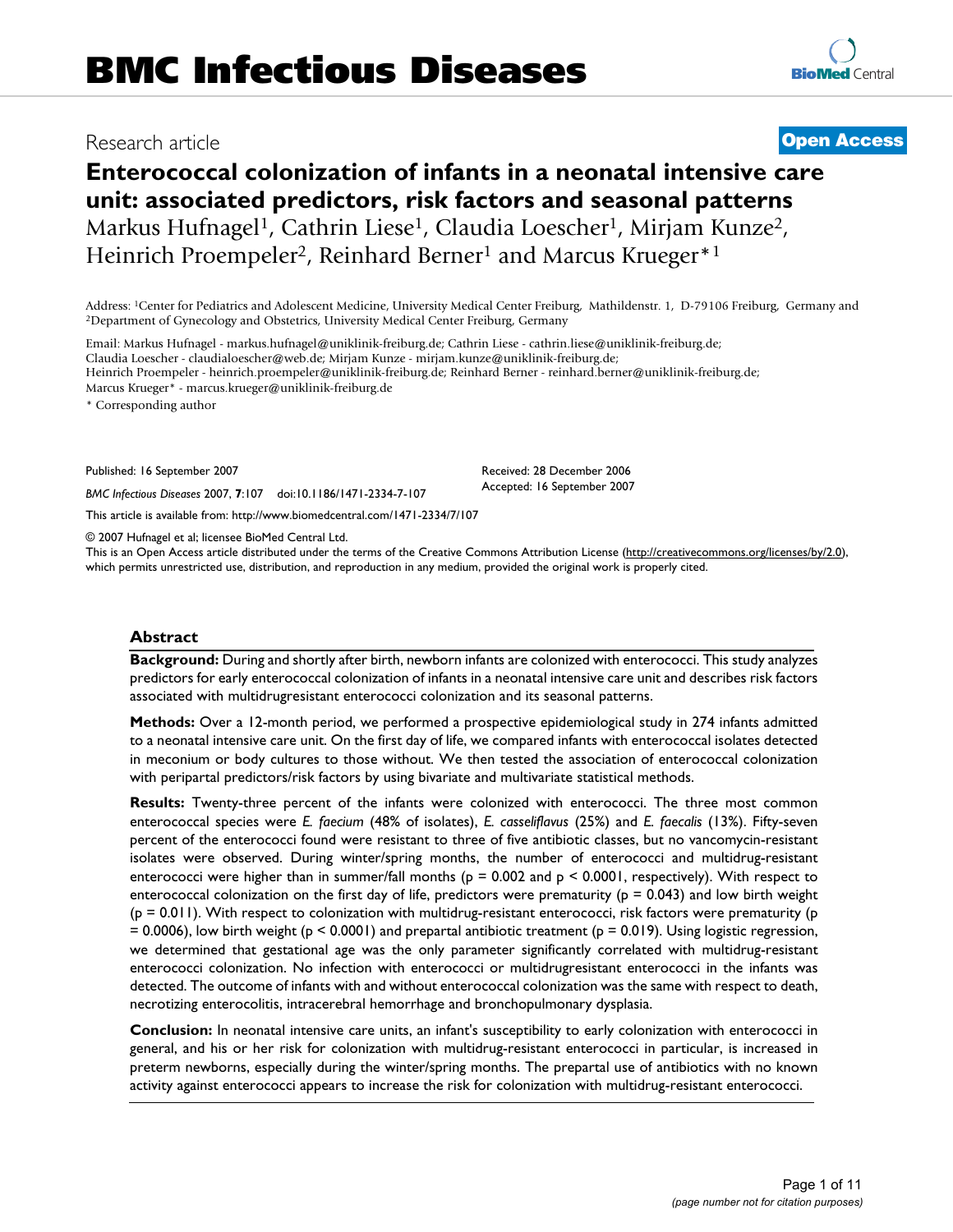# BMC Infectious Diseases

Research article **Open Access**

## Enterococcal colonization of infants in a neonatal intensive care unit: associated predictors, risk factors and seasonal patterns

Markus Hufnagel[1], Cathrin Liese[1], Claudia Loescher[1], Mirjam Kunze[2], Heinrich Proempeler[2], Reinhard Berner[1] and Marcus Krueger*[1]

Address: [1]Center for Pediatrics and Adolescent Medicine, University Medical Center Freiburg, Mathildenstr. 1, D-79106 Freiburg, Germany and [2]Department of Gynecology and Obstetrics, University Medical Center Freiburg, Germany

Email: Markus Hufnagel - markus.hufnagel@uniklinik-freiburg.de; Cathrin Liese - cathrin.liese@uniklinik-freiburg.de; Claudia Loescher - claudialoescher@web.de; Mirjam Kunze - mirjam.kunze@uniklinik-freiburg.de; Heinrich Proempeler - heinrich.proempeler@uniklinik-freiburg.de; Reinhard Berner - reinhard.berner@uniklinik-freiburg.de; Marcus Krueger* - marcus.krueger@uniklinik-freiburg.de

* Corresponding author

Published: 16 September 2007

*BMC Infectious Diseases* 2007, **7**:107 doi:10.1186/1471-2334-7-107

Received: 28 December 2006
Accepted: 16 September 2007

This article is available from: http://www.biomedcentral.com/1471-2334/7/107

© 2007 Hufnagel et al; licensee BioMed Central Ltd.
This is an Open Access article distributed under the terms of the Creative Commons Attribution License (http://creativecommons.org/licenses/by/2.0), which permits unrestricted use, distribution, and reproduction in any medium, provided the original work is properly cited.

### Abstract

**Background:** During and shortly after birth, newborn infants are colonized with enterococci. This study analyzes predictors for early enterococcal colonization of infants in a neonatal intensive care unit and describes risk factors associated with multidrugresistant enterococci colonization and its seasonal patterns.

**Methods:** Over a 12-month period, we performed a prospective epidemiological study in 274 infants admitted to a neonatal intensive care unit. On the first day of life, we compared infants with enterococcal isolates detected in meconium or body cultures to those without. We then tested the association of enterococcal colonization with peripartal predictors/risk factors by using bivariate and multivariate statistical methods.

**Results:** Twenty-three percent of the infants were colonized with enterococci. The three most common enterococcal species were *E. faecium* (48% of isolates), *E. casseliflavus* (25%) and *E. faecalis* (13%). Fifty-seven percent of the enterococci found were resistant to three of five antibiotic classes, but no vancomycin-resistant isolates were observed. During winter/spring months, the number of enterococci and multidrug-resistant enterococci were higher than in summer/fall months ($p = 0.002$ and $p < 0.0001$, respectively). With respect to enterococcal colonization on the first day of life, predictors were prematurity ($p = 0.043$) and low birth weight ($p = 0.011$). With respect to colonization with multidrug-resistant enterococci, risk factors were prematurity ($p = 0.0006$), low birth weight ($p < 0.0001$) and prepartal antibiotic treatment ($p = 0.019$). Using logistic regression, we determined that gestational age was the only parameter significantly correlated with multidrug-resistant enterococci colonization. No infection with enterococci or multidrugresistant enterococci in the infants was detected. The outcome of infants with and without enterococcal colonization was the same with respect to death, necrotizing enterocolitis, intracerebral hemorrhage and bronchopulmonary dysplasia.

**Conclusion:** In neonatal intensive care units, an infant's susceptibility to early colonization with enterococci in general, and his or her risk for colonization with multidrug-resistant enterococci in particular, is increased in preterm newborns, especially during the winter/spring months. The prepartal use of antibiotics with no known activity against enterococci appears to increase the risk for colonization with multidrug-resistant enterococci.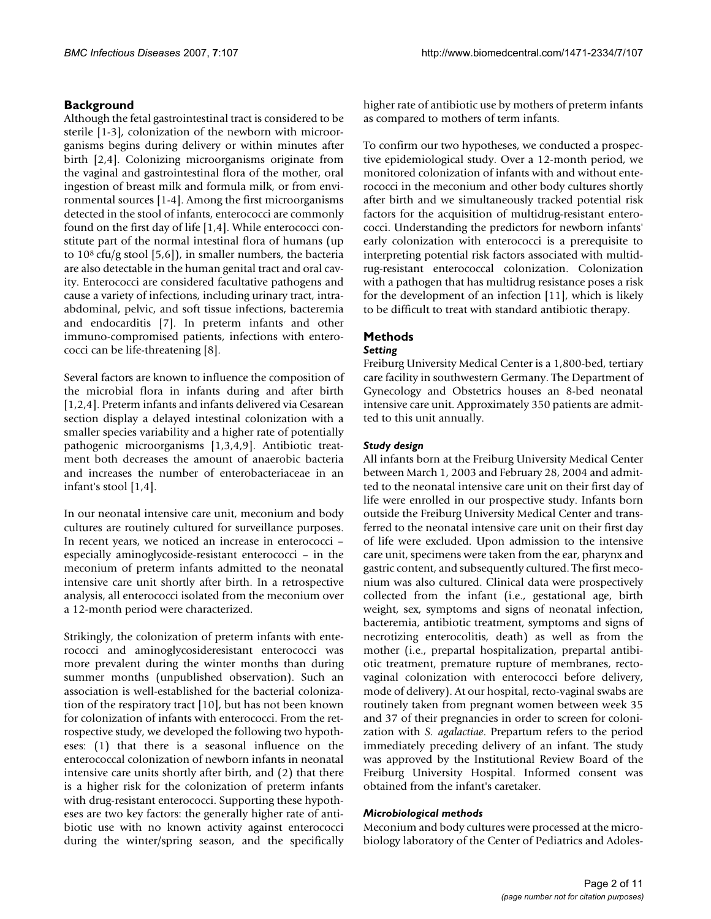## Background

Although the fetal gastrointestinal tract is considered to be sterile [1-3], colonization of the newborn with microorganisms begins during delivery or within minutes after birth [2,4]. Colonizing microorganisms originate from the vaginal and gastrointestinal flora of the mother, oral ingestion of breast milk and formula milk, or from environmental sources [1-4]. Among the first microorganisms detected in the stool of infants, enterococci are commonly found on the first day of life [1,4]. While enterococci constitute part of the normal intestinal flora of humans (up to $10^8$ cfu/g stool [5,6]), in smaller numbers, the bacteria are also detectable in the human genital tract and oral cavity. Enterococci are considered facultative pathogens and cause a variety of infections, including urinary tract, intra-abdominal, pelvic, and soft tissue infections, bacteremia and endocarditis [7]. In preterm infants and other immuno-compromised patients, infections with enterococci can be life-threatening [8].

Several factors are known to influence the composition of the microbial flora in infants during and after birth [1,2,4]. Preterm infants and infants delivered via Cesarean section display a delayed intestinal colonization with a smaller species variability and a higher rate of potentially pathogenic microorganisms [1,3,4,9]. Antibiotic treatment both decreases the amount of anaerobic bacteria and increases the number of enterobacteriaceae in an infant's stool [1,4].

In our neonatal intensive care unit, meconium and body cultures are routinely cultured for surveillance purposes. In recent years, we noticed an increase in enterococci – especially aminoglycoside-resistant enterococci – in the meconium of preterm infants admitted to the neonatal intensive care unit shortly after birth. In a retrospective analysis, all enterococci isolated from the meconium over a 12-month period were characterized.

Strikingly, the colonization of preterm infants with enterococci and aminoglycosideresistant enterococci was more prevalent during the winter months than during summer months (unpublished observation). Such an association is well-established for the bacterial colonization of the respiratory tract [10], but has not been known for colonization of infants with enterococci. From the retrospective study, we developed the following two hypotheses: (1) that there is a seasonal influence on the enterococcal colonization of newborn infants in neonatal intensive care units shortly after birth, and (2) that there is a higher risk for the colonization of preterm infants with drug-resistant enterococci. Supporting these hypotheses are two key factors: the generally higher rate of antibiotic use with no known activity against enterococci during the winter/spring season, and the specifically higher rate of antibiotic use by mothers of preterm infants as compared to mothers of term infants.

To confirm our two hypotheses, we conducted a prospective epidemiological study. Over a 12-month period, we monitored colonization of infants with and without enterococci in the meconium and other body cultures shortly after birth and we simultaneously tracked potential risk factors for the acquisition of multidrug-resistant enterococci. Understanding the predictors for newborn infants' early colonization with enterococci is a prerequisite to interpreting potential risk factors associated with multidrug-resistant enterococcal colonization. Colonization with a pathogen that has multidrug resistance poses a risk for the development of an infection [11], which is likely to be difficult to treat with standard antibiotic therapy.

## Methods

### *Setting*

Freiburg University Medical Center is a 1,800-bed, tertiary care facility in southwestern Germany. The Department of Gynecology and Obstetrics houses an 8-bed neonatal intensive care unit. Approximately 350 patients are admitted to this unit annually.

### *Study design*

All infants born at the Freiburg University Medical Center between March 1, 2003 and February 28, 2004 and admitted to the neonatal intensive care unit on their first day of life were enrolled in our prospective study. Infants born outside the Freiburg University Medical Center and transferred to the neonatal intensive care unit on their first day of life were excluded. Upon admission to the intensive care unit, specimens were taken from the ear, pharynx and gastric content, and subsequently cultured. The first meconium was also cultured. Clinical data were prospectively collected from the infant (i.e., gestational age, birth weight, sex, symptoms and signs of neonatal infection, bacteremia, antibiotic treatment, symptoms and signs of necrotizing enterocolitis, death) as well as from the mother (i.e., prepartal hospitalization, prepartal antibiotic treatment, premature rupture of membranes, recto-vaginal colonization with enterococci before delivery, mode of delivery). At our hospital, recto-vaginal swabs are routinely taken from pregnant women between week 35 and 37 of their pregnancies in order to screen for colonization with *S. agalactiae*. Prepartum refers to the period immediately preceding delivery of an infant. The study was approved by the Institutional Review Board of the Freiburg University Hospital. Informed consent was obtained from the infant's caretaker.

### *Microbiological methods*

Meconium and body cultures were processed at the microbiology laboratory of the Center of Pediatrics and Adoles-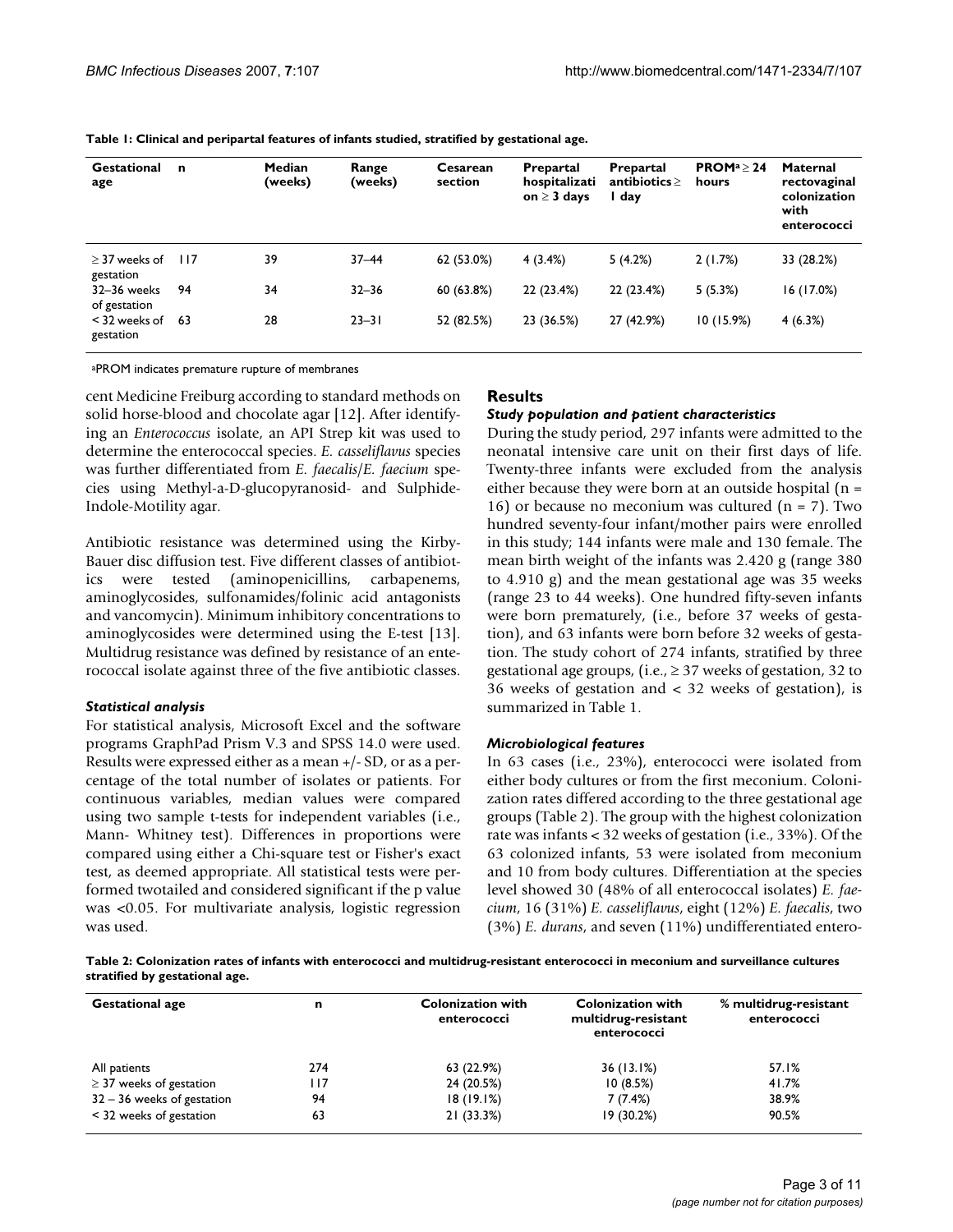**Table 1: Clinical and peripartal features of infants studied, stratified by gestational age.**

| Gestational age | n | Median (weeks) | Range (weeks) | Cesarean section | Prepartal hospitalization ≥ 3 days | Prepartal antibiotics ≥ 1 day | PROM[a] ≥ 24 hours | Maternal rectovaginal colonization with enterococci |
|---|---|---|---|---|---|---|---|---|
| ≥ 37 weeks of gestation | 117 | 39 | 37–44 | 62 (53.0%) | 4 (3.4%) | 5 (4.2%) | 2 (1.7%) | 33 (28.2%) |
| 32–36 weeks of gestation | 94 | 34 | 32–36 | 60 (63.8%) | 22 (23.4%) | 22 (23.4%) | 5 (5.3%) | 16 (17.0%) |
| < 32 weeks of gestation | 63 | 28 | 23–31 | 52 (82.5%) | 23 (36.5%) | 27 (42.9%) | 10 (15.9%) | 4 (6.3%) |

[a]PROM indicates premature rupture of membranes

cent Medicine Freiburg according to standard methods on solid horse-blood and chocolate agar [12]. After identifying an *Enterococcus* isolate, an API Strep kit was used to determine the enterococcal species. *E. casseliflavus* species was further differentiated from *E. faecalis*/*E. faecium* species using Methyl-a-D-glucopyranosid- and Sulphide-Indole-Motility agar.

Antibiotic resistance was determined using the Kirby-Bauer disc diffusion test. Five different classes of antibiotics were tested (aminopenicillins, carbapenems, aminoglycosides, sulfonamides/folinic acid antagonists and vancomycin). Minimum inhibitory concentrations to aminoglycosides were determined using the E-test [13]. Multidrug resistance was defined by resistance of an enterococcal isolate against three of the five antibiotic classes.

### *Statistical analysis*

For statistical analysis, Microsoft Excel and the software programs GraphPad Prism V.3 and SPSS 14.0 were used. Results were expressed either as a mean +/- SD, or as a percentage of the total number of isolates or patients. For continuous variables, median values were compared using two sample t-tests for independent variables (i.e., Mann- Whitney test). Differences in proportions were compared using either a Chi-square test or Fisher's exact test, as deemed appropriate. All statistical tests were performed twotailed and considered significant if the p value was <0.05. For multivariate analysis, logistic regression was used.

## Results

### *Study population and patient characteristics*

During the study period, 297 infants were admitted to the neonatal intensive care unit on their first days of life. Twenty-three infants were excluded from the analysis either because they were born at an outside hospital (n = 16) or because no meconium was cultured (n = 7). Two hundred seventy-four infant/mother pairs were enrolled in this study; 144 infants were male and 130 female. The mean birth weight of the infants was 2.420 g (range 380 to 4.910 g) and the mean gestational age was 35 weeks (range 23 to 44 weeks). One hundred fifty-seven infants were born prematurely, (i.e., before 37 weeks of gestation), and 63 infants were born before 32 weeks of gestation. The study cohort of 274 infants, stratified by three gestational age groups, (i.e., ≥ 37 weeks of gestation, 32 to 36 weeks of gestation and < 32 weeks of gestation), is summarized in Table 1.

### *Microbiological features*

In 63 cases (i.e., 23%), enterococci were isolated from either body cultures or from the first meconium. Colonization rates differed according to the three gestational age groups (Table 2). The group with the highest colonization rate was infants < 32 weeks of gestation (i.e., 33%). Of the 63 colonized infants, 53 were isolated from meconium and 10 from body cultures. Differentiation at the species level showed 30 (48% of all enterococcal isolates) *E. faecium*, 16 (31%) *E. casseliflavus*, eight (12%) *E. faecalis*, two (3%) *E. durans*, and seven (11%) undifferentiated entero-

**Table 2: Colonization rates of infants with enterococci and multidrug-resistant enterococci in meconium and surveillance cultures stratified by gestational age.**

| Gestational age | n | Colonization with enterococci | Colonization with multidrug-resistant enterococci | % multidrug-resistant enterococci |
|---|---|---|---|---|
| All patients | 274 | 63 (22.9%) | 36 (13.1%) | 57.1% |
| ≥ 37 weeks of gestation | 117 | 24 (20.5%) | 10 (8.5%) | 41.7% |
| 32 – 36 weeks of gestation | 94 | 18 (19.1%) | 7 (7.4%) | 38.9% |
| < 32 weeks of gestation | 63 | 21 (33.3%) | 19 (30.2%) | 90.5% |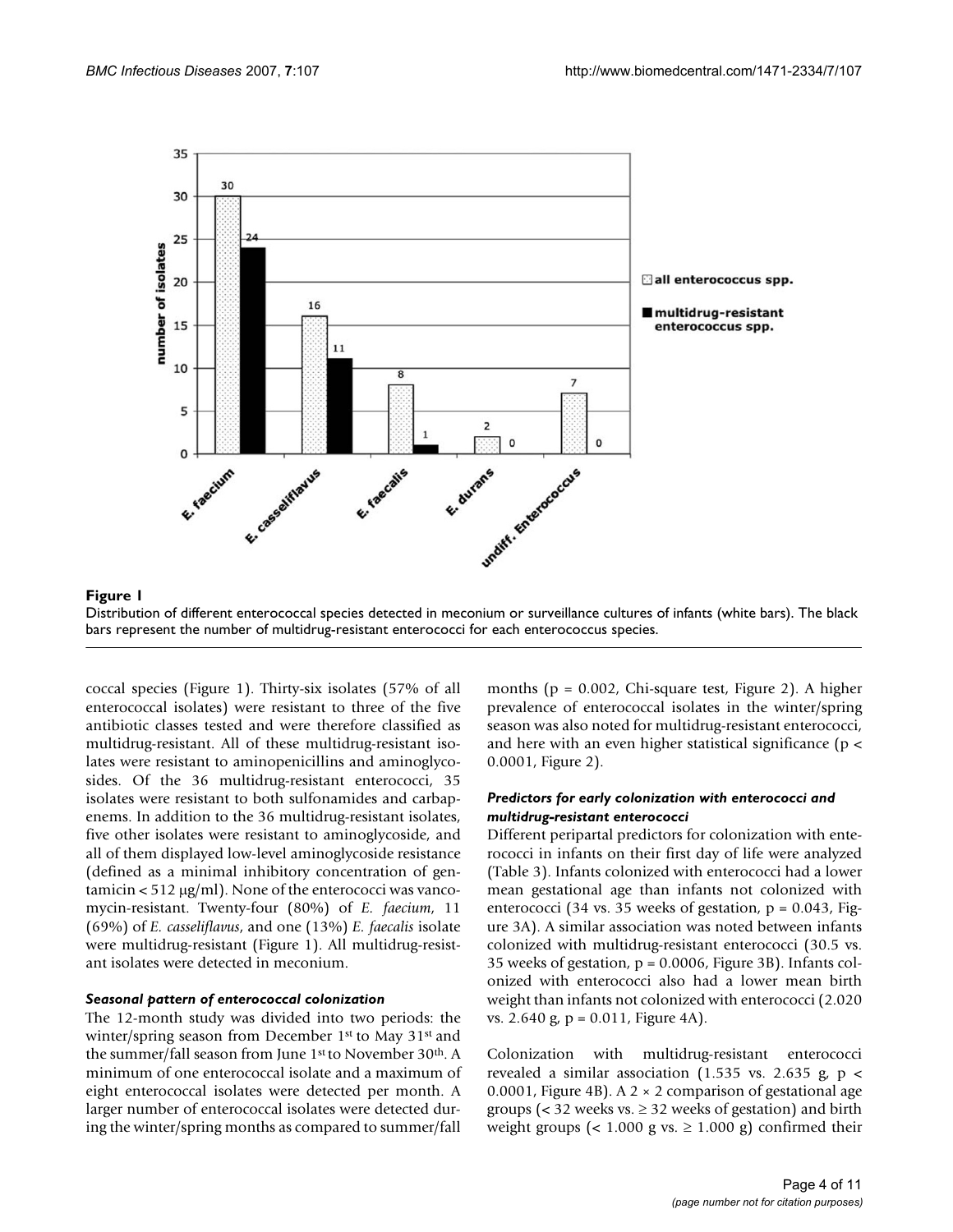**Figure 1**

Distribution of different enterococcal species detected in meconium or surveillance cultures of infants (white bars). The black bars represent the number of multidrug-resistant enterococci for each enterococcus species.

coccal species (Figure 1). Thirty-six isolates (57% of all enterococcal isolates) were resistant to three of the five antibiotic classes tested and were therefore classified as multidrug-resistant. All of these multidrug-resistant isolates were resistant to aminopenicillins and aminoglycosides. Of the 36 multidrug-resistant enterococci, 35 isolates were resistant to both sulfonamides and carbapenems. In addition to the 36 multidrug-resistant isolates, five other isolates were resistant to aminoglycoside, and all of them displayed low-level aminoglycoside resistance (defined as a minimal inhibitory concentration of gentamicin < 512 μg/ml). None of the enterococci was vancomycin-resistant. Twenty-four (80%) of *E. faecium*, 11 (69%) of *E. casseliflavus*, and one (13%) *E. faecalis* isolate were multidrug-resistant (Figure 1). All multidrug-resistant isolates were detected in meconium.

### *Seasonal pattern of enterococcal colonization*

The 12-month study was divided into two periods: the winter/spring season from December 1st to May 31st and the summer/fall season from June 1st to November 30th. A minimum of one enterococcal isolate and a maximum of eight enterococcal isolates were detected per month. A larger number of enterococcal isolates were detected during the winter/spring months as compared to summer/fall months ($p = 0.002$, Chi-square test, Figure 2). A higher prevalence of enterococcal isolates in the winter/spring season was also noted for multidrug-resistant enterococci, and here with an even higher statistical significance ($p < 0.0001$, Figure 2).

### *Predictors for early colonization with enterococci and multidrug-resistant enterococci*

Different peripartal predictors for colonization with enterococci in infants on their first day of life were analyzed (Table 3). Infants colonized with enterococci had a lower mean gestational age than infants not colonized with enterococci (34 vs. 35 weeks of gestation, $p = 0.043$, Figure 3A). A similar association was noted between infants colonized with multidrug-resistant enterococci (30.5 vs. 35 weeks of gestation, $p = 0.0006$, Figure 3B). Infants colonized with enterococci also had a lower mean birth weight than infants not colonized with enterococci (2.020 vs. 2.640 g, $p = 0.011$, Figure 4A).

Colonization with multidrug-resistant enterococci revealed a similar association (1.535 vs. 2.635 g, $p < 0.0001$, Figure 4B). A $2 \times 2$ comparison of gestational age groups (< 32 weeks vs. ≥ 32 weeks of gestation) and birth weight groups (< 1.000 g vs. ≥ 1.000 g) confirmed their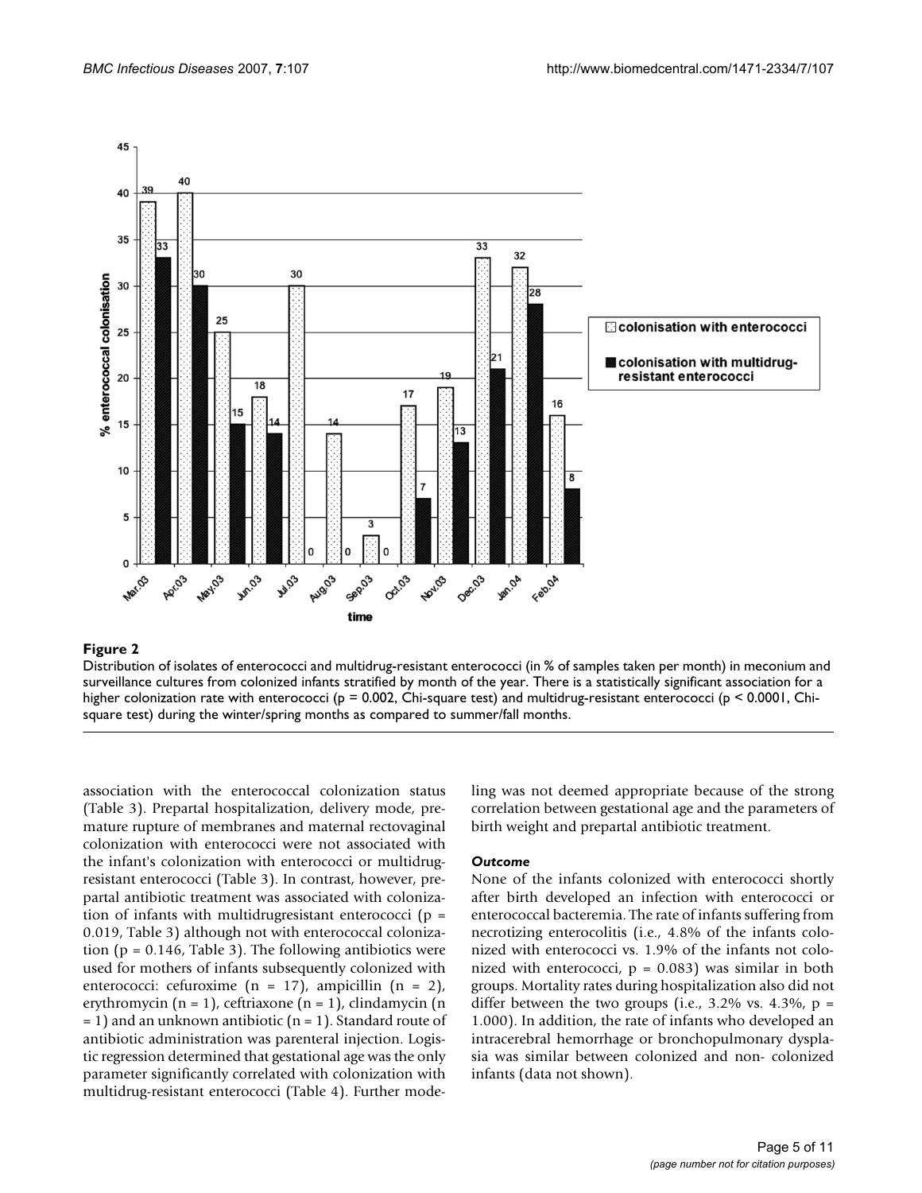**Figure 2**

Distribution of isolates of enterococci and multidrug-resistant enterococci (in % of samples taken per month) in meconium and surveillance cultures from colonized infants stratified by month of the year. There is a statistically significant association for a higher colonization rate with enterococci ($p = 0.002$, Chi-square test) and multidrug-resistant enterococci ($p < 0.0001$, Chi-square test) during the winter/spring months as compared to summer/fall months.

association with the enterococcal colonization status (Table 3). Prepartal hospitalization, delivery mode, premature rupture of membranes and maternal rectovaginal colonization with enterococci were not associated with the infant's colonization with enterococci or multidrug-resistant enterococci (Table 3). In contrast, however, prepartal antibiotic treatment was associated with colonization of infants with multidrugresistant enterococci ($p = 0.019$, Table 3) although not with enterococcal colonization ($p = 0.146$, Table 3). The following antibiotics were used for mothers of infants subsequently colonized with enterococci: cefuroxime ($n = 17$), ampicillin ($n = 2$), erythromycin ($n = 1$), ceftriaxone ($n = 1$), clindamycin ($n = 1$) and an unknown antibiotic ($n = 1$). Standard route of antibiotic administration was parenteral injection. Logistic regression determined that gestational age was the only parameter significantly correlated with colonization with multidrug-resistant enterococci (Table 4). Further modeling was not deemed appropriate because of the strong correlation between gestational age and the parameters of birth weight and prepartal antibiotic treatment.

### *Outcome*

None of the infants colonized with enterococci shortly after birth developed an infection with enterococci or enterococcal bacteremia. The rate of infants suffering from necrotizing enterocolitis (i.e., 4.8% of the infants colonized with enterococci vs. 1.9% of the infants not colonized with enterococci, $p = 0.083$) was similar in both groups. Mortality rates during hospitalization also did not differ between the two groups (i.e., 3.2% vs. 4.3%, $p = 1.000$). In addition, the rate of infants who developed an intracerebral hemorrhage or bronchopulmonary dysplasia was similar between colonized and non- colonized infants (data not shown).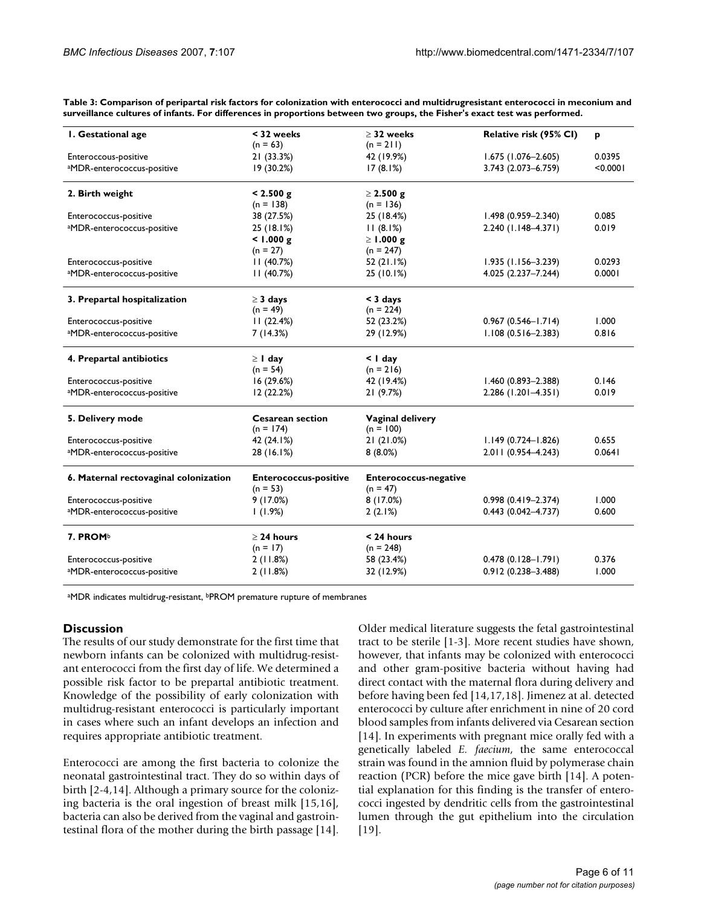**Table 3: Comparison of peripartal risk factors for colonization with enterococci and multidrugresistant enterococci in meconium and surveillance cultures of infants. For differences in proportions between two groups, the Fisher's exact test was performed.**

| **1. Gestational age** | **< 32 weeks** (n = 63) | **≥ 32 weeks** (n = 211) | **Relative risk (95% CI)** | **p** |
|---|---|---|---|---|
| Enteroccous-positive | 21 (33.3%) | 42 (19.9%) | 1.675 (1.076–2.605) | 0.0395 |
| [a]MDR-enterococcus-positive | 19 (30.2%) | 17 (8.1%) | 3.743 (2.073–6.759) | <0.0001 |
| **2. Birth weight** | **< 2.500 g** (n = 138) | **≥ 2.500 g** (n = 136) | | |
| Enterococcus-positive | 38 (27.5%) | 25 (18.4%) | 1.498 (0.959–2.340) | 0.085 |
| [a]MDR-enterococcus-positive | 25 (18.1%) | 11 (8.1%) | 2.240 (1.148–4.371) | 0.019 |
| | **< 1.000 g** (n = 27) | **≥ 1.000 g** (n = 247) | | |
| Enterococcus-positive | 11 (40.7%) | 52 (21.1%) | 1.935 (1.156–3.239) | 0.0293 |
| [a]MDR-enterococcus-positive | 11 (40.7%) | 25 (10.1%) | 4.025 (2.237–7.244) | 0.0001 |
| **3. Prepartal hospitalization** | **≥ 3 days** (n = 49) | **< 3 days** (n = 224) | | |
| Enterococcus-positive | 11 (22.4%) | 52 (23.2%) | 0.967 (0.546–1.714) | 1.000 |
| [a]MDR-enterococcus-positive | 7 (14.3%) | 29 (12.9%) | 1.108 (0.516–2.383) | 0.816 |
| **4. Prepartal antibiotics** | **≥ 1 day** (n = 54) | **< 1 day** (n = 216) | | |
| Enterococcus-positive | 16 (29.6%) | 42 (19.4%) | 1.460 (0.893–2.388) | 0.146 |
| [a]MDR-enterococcus-positive | 12 (22.2%) | 21 (9.7%) | 2.286 (1.201–4.351) | 0.019 |
| **5. Delivery mode** | **Cesarean section** (n = 174) | **Vaginal delivery** (n = 100) | | |
| Enterococcus-positive | 42 (24.1%) | 21 (21.0%) | 1.149 (0.724–1.826) | 0.655 |
| [a]MDR-enterococcus-positive | 28 (16.1%) | 8 (8.0%) | 2.011 (0.954–4.243) | 0.0641 |
| **6. Maternal rectovaginal colonization** | **Enterococcus-positive** (n = 53) | **Enterococcus-negative** (n = 47) | | |
| Enterococcus-positive | 9 (17.0%) | 8 (17.0%) | 0.998 (0.419–2.374) | 1.000 |
| [a]MDR-enterococcus-positive | 1 (1.9%) | 2 (2.1%) | 0.443 (0.042–4.737) | 0.600 |
| **7. PROM[b]** | **≥ 24 hours** (n = 17) | **< 24 hours** (n = 248) | | |
| Enterococcus-positive | 2 (11.8%) | 58 (23.4%) | 0.478 (0.128–1.791) | 0.376 |
| [a]MDR-enterococcus-positive | 2 (11.8%) | 32 (12.9%) | 0.912 (0.238–3.488) | 1.000 |

[a]MDR indicates multidrug-resistant, [b]PROM premature rupture of membranes

## Discussion

The results of our study demonstrate for the first time that newborn infants can be colonized with multidrug-resistant enterococci from the first day of life. We determined a possible risk factor to be prepartal antibiotic treatment. Knowledge of the possibility of early colonization with multidrug-resistant enterococci is particularly important in cases where such an infant develops an infection and requires appropriate antibiotic treatment.

Enterococci are among the first bacteria to colonize the neonatal gastrointestinal tract. They do so within days of birth [2-4,14]. Although a primary source for the colonizing bacteria is the oral ingestion of breast milk [15,16], bacteria can also be derived from the vaginal and gastrointestinal flora of the mother during the birth passage [14].

Older medical literature suggests the fetal gastrointestinal tract to be sterile [1-3]. More recent studies have shown, however, that infants may be colonized with enterococci and other gram-positive bacteria without having had direct contact with the maternal flora during delivery and before having been fed [14,17,18]. Jimenez at al. detected enterococci by culture after enrichment in nine of 20 cord blood samples from infants delivered via Cesarean section [14]. In experiments with pregnant mice orally fed with a genetically labeled *E. faecium*, the same enterococcal strain was found in the amnion fluid by polymerase chain reaction (PCR) before the mice gave birth [14]. A potential explanation for this finding is the transfer of enterococci ingested by dendritic cells from the gastrointestinal lumen through the gut epithelium into the circulation [19].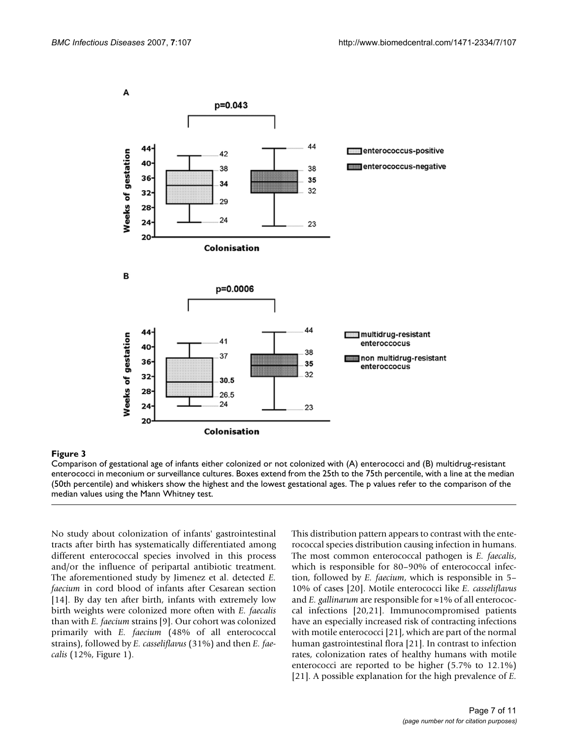**Figure 3**

Comparison of gestational age of infants either colonized or not colonized with (A) enterococci and (B) multidrug-resistant enterococci in meconium or surveillance cultures. Boxes extend from the 25th to the 75th percentile, with a line at the median (50th percentile) and whiskers show the highest and the lowest gestational ages. The p values refer to the comparison of the median values using the Mann Whitney test.

No study about colonization of infants' gastrointestinal tracts after birth has systematically differentiated among different enterococcal species involved in this process and/or the influence of peripartal antibiotic treatment. The aforementioned study by Jimenez et al. detected *E. faecium* in cord blood of infants after Cesarean section [14]. By day ten after birth, infants with extremely low birth weights were colonized more often with *E. faecalis* than with *E. faecium* strains [9]. Our cohort was colonized primarily with *E. faecium* (48% of all enterococcal strains), followed by *E. casseliflavus* (31%) and then *E. faecalis* (12%, Figure 1).

This distribution pattern appears to contrast with the enterococcal species distribution causing infection in humans. The most common enterococcal pathogen is *E. faecalis*, which is responsible for 80–90% of enterococcal infection, followed by *E. faecium*, which is responsible in 5–10% of cases [20]. Motile enterococci like *E. casseliflavus* and *E. gallinarum* are responsible for ≈1% of all enterococcal infections [20,21]. Immunocompromised patients have an especially increased risk of contracting infections with motile enterococci [21], which are part of the normal human gastrointestinal flora [21]. In contrast to infection rates, colonization rates of healthy humans with motile enterococci are reported to be higher (5.7% to 12.1%) [21]. A possible explanation for the high prevalence of *E.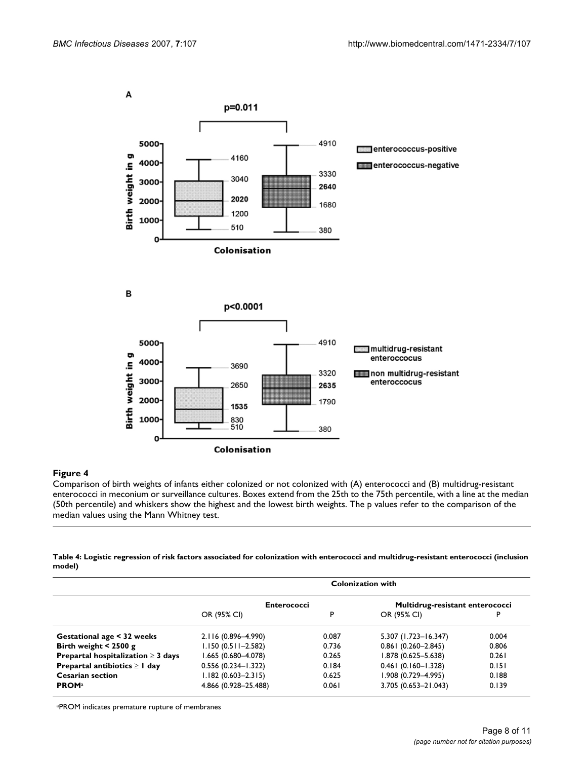**Figure 4**

Comparison of birth weights of infants either colonized or not colonized with (A) enterococci and (B) multidrug-resistant enterococci in meconium or surveillance cultures. Boxes extend from the 25th to the 75th percentile, with a line at the median (50th percentile) and whiskers show the highest and the lowest birth weights. The p values refer to the comparison of the median values using the Mann Whitney test.

**Table 4: Logistic regression of risk factors associated for colonization with enterococci and multidrug-resistant enterococci (inclusion model)**

| | Colonization with | | | |
|---|---|---|---|---|
| | Enterococci | | Multidrug-resistant enterococci | |
| | OR (95% CI) | P | OR (95% CI) | P |
| **Gestational age < 32 weeks** | 2.116 (0.896–4.990) | 0.087 | 5.307 (1.723–16.347) | 0.004 |
| **Birth weight < 2500 g** | 1.150 (0.511–2.582) | 0.736 | 0.861 (0.260–2.845) | 0.806 |
| **Prepartal hospitalization ≥ 3 days** | 1.665 (0.680–4.078) | 0.265 | 1.878 (0.625–5.638) | 0.261 |
| **Prepartal antibiotics ≥ 1 day** | 0.556 (0.234–1.322) | 0.184 | 0.461 (0.160–1.328) | 0.151 |
| **Cesarian section** | 1.182 (0.603–2.315) | 0.625 | 1.908 (0.729–4.995) | 0.188 |
| **PROM**[a] | 4.866 (0.928–25.488) | 0.061 | 3.705 (0.653–21.043) | 0.139 |

[a]PROM indicates premature rupture of membranes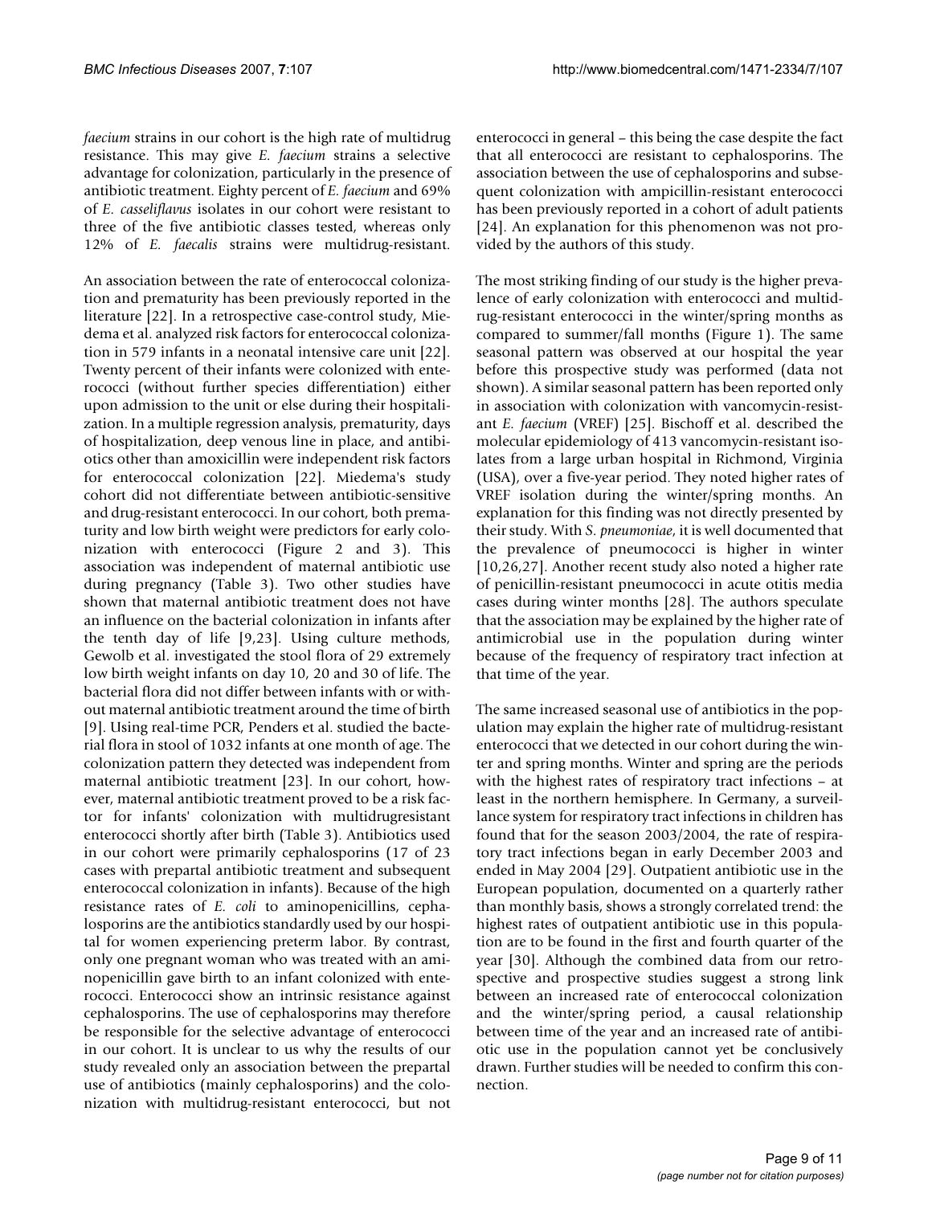*faecium* strains in our cohort is the high rate of multidrug resistance. This may give *E. faecium* strains a selective advantage for colonization, particularly in the presence of antibiotic treatment. Eighty percent of *E. faecium* and 69% of *E. casseliflavus* isolates in our cohort were resistant to three of the five antibiotic classes tested, whereas only 12% of *E. faecalis* strains were multidrug-resistant.

An association between the rate of enterococcal colonization and prematurity has been previously reported in the literature [22]. In a retrospective case-control study, Miedema et al. analyzed risk factors for enterococcal colonization in 579 infants in a neonatal intensive care unit [22]. Twenty percent of their infants were colonized with enterococci (without further species differentiation) either upon admission to the unit or else during their hospitalization. In a multiple regression analysis, prematurity, days of hospitalization, deep venous line in place, and antibiotics other than amoxicillin were independent risk factors for enterococcal colonization [22]. Miedema's study cohort did not differentiate between antibiotic-sensitive and drug-resistant enterococci. In our cohort, both prematurity and low birth weight were predictors for early colonization with enterococci (Figure 2 and 3). This association was independent of maternal antibiotic use during pregnancy (Table 3). Two other studies have shown that maternal antibiotic treatment does not have an influence on the bacterial colonization in infants after the tenth day of life [9,23]. Using culture methods, Gewolb et al. investigated the stool flora of 29 extremely low birth weight infants on day 10, 20 and 30 of life. The bacterial flora did not differ between infants with or without maternal antibiotic treatment around the time of birth [9]. Using real-time PCR, Penders et al. studied the bacterial flora in stool of 1032 infants at one month of age. The colonization pattern they detected was independent from maternal antibiotic treatment [23]. In our cohort, however, maternal antibiotic treatment proved to be a risk factor for infants' colonization with multidrugresistant enterococci shortly after birth (Table 3). Antibiotics used in our cohort were primarily cephalosporins (17 of 23 cases with prepartal antibiotic treatment and subsequent enterococcal colonization in infants). Because of the high resistance rates of *E. coli* to aminopenicillins, cephalosporins are the antibiotics standardly used by our hospital for women experiencing preterm labor. By contrast, only one pregnant woman who was treated with an aminopenicillin gave birth to an infant colonized with enterococci. Enterococci show an intrinsic resistance against cephalosporins. The use of cephalosporins may therefore be responsible for the selective advantage of enterococci in our cohort. It is unclear to us why the results of our study revealed only an association between the prepartal use of antibiotics (mainly cephalosporins) and the colonization with multidrug-resistant enterococci, but not enterococci in general – this being the case despite the fact that all enterococci are resistant to cephalosporins. The association between the use of cephalosporins and subsequent colonization with ampicillin-resistant enterococci has been previously reported in a cohort of adult patients [24]. An explanation for this phenomenon was not provided by the authors of this study.

The most striking finding of our study is the higher prevalence of early colonization with enterococci and multidrug-resistant enterococci in the winter/spring months as compared to summer/fall months (Figure 1). The same seasonal pattern was observed at our hospital the year before this prospective study was performed (data not shown). A similar seasonal pattern has been reported only in association with colonization with vancomycin-resistant *E. faecium* (VREF) [25]. Bischoff et al. described the molecular epidemiology of 413 vancomycin-resistant isolates from a large urban hospital in Richmond, Virginia (USA), over a five-year period. They noted higher rates of VREF isolation during the winter/spring months. An explanation for this finding was not directly presented by their study. With *S. pneumoniae*, it is well documented that the prevalence of pneumococci is higher in winter [10,26,27]. Another recent study also noted a higher rate of penicillin-resistant pneumococci in acute otitis media cases during winter months [28]. The authors speculate that the association may be explained by the higher rate of antimicrobial use in the population during winter because of the frequency of respiratory tract infection at that time of the year.

The same increased seasonal use of antibiotics in the population may explain the higher rate of multidrug-resistant enterococci that we detected in our cohort during the winter and spring months. Winter and spring are the periods with the highest rates of respiratory tract infections – at least in the northern hemisphere. In Germany, a surveillance system for respiratory tract infections in children has found that for the season 2003/2004, the rate of respiratory tract infections began in early December 2003 and ended in May 2004 [29]. Outpatient antibiotic use in the European population, documented on a quarterly rather than monthly basis, shows a strongly correlated trend: the highest rates of outpatient antibiotic use in this population are to be found in the first and fourth quarter of the year [30]. Although the combined data from our retrospective and prospective studies suggest a strong link between an increased rate of enterococcal colonization and the winter/spring period, a causal relationship between time of the year and an increased rate of antibiotic use in the population cannot yet be conclusively drawn. Further studies will be needed to confirm this connection.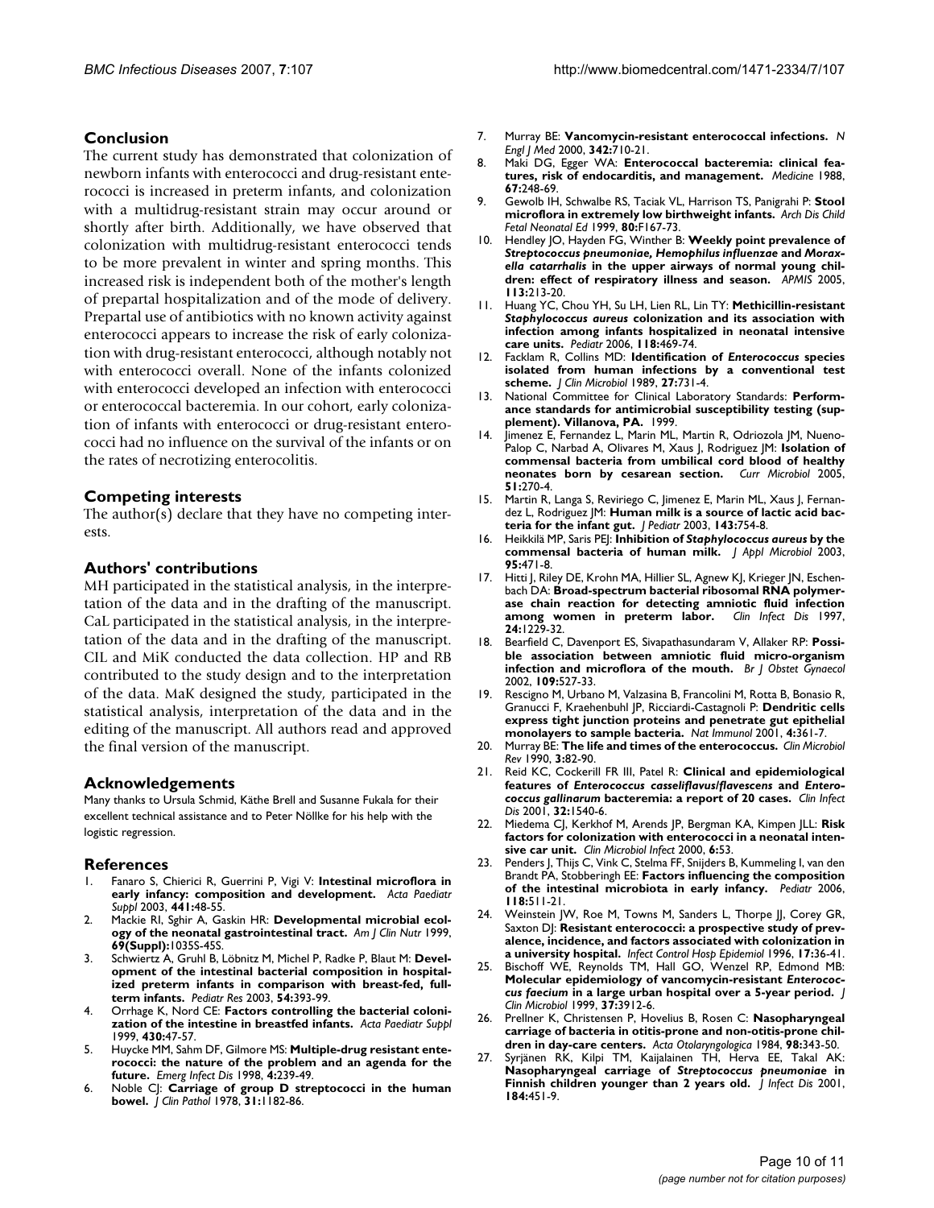## Conclusion

The current study has demonstrated that colonization of newborn infants with enterococci and drug-resistant enterococci is increased in preterm infants, and colonization with a multidrug-resistant strain may occur around or shortly after birth. Additionally, we have observed that colonization with multidrug-resistant enterococci tends to be more prevalent in winter and spring months. This increased risk is independent both of the mother's length of prepartal hospitalization and of the mode of delivery. Prepartal use of antibiotics with no known activity against enterococci appears to increase the risk of early colonization with drug-resistant enterococci, although notably not with enterococci overall. None of the infants colonized with enterococci developed an infection with enterococci or enterococcal bacteremia. In our cohort, early colonization of infants with enterococci or drug-resistant enterococci had no influence on the survival of the infants or on the rates of necrotizing enterocolitis.

## Competing interests

The author(s) declare that they have no competing interests.

## Authors' contributions

MH participated in the statistical analysis, in the interpretation of the data and in the drafting of the manuscript. CaL participated in the statistical analysis, in the interpretation of the data and in the drafting of the manuscript. CIL and MiK conducted the data collection. HP and RB contributed to the study design and to the interpretation of the data. MaK designed the study, participated in the statistical analysis, interpretation of the data and in the editing of the manuscript. All authors read and approved the final version of the manuscript.

## Acknowledgements

Many thanks to Ursula Schmid, Käthe Brell and Susanne Fukala for their excellent technical assistance and to Peter Nöllke for his help with the logistic regression.

## References

1. Fanaro S, Chierici R, Guerrini P, Vigi V: **Intestinal microflora in early infancy: composition and development.** *Acta Paediatr Suppl* 2003, **441:**48-55.
2. Mackie RI, Sghir A, Gaskin HR: **Developmental microbial ecology of the neonatal gastrointestinal tract.** *Am J Clin Nutr* 1999, **69(Suppl):**1035S-45S.
3. Schwiertz A, Gruhl B, Löbnitz M, Michel P, Radke P, Blaut M: **Development of the intestinal bacterial composition in hospitalized preterm infants in comparison with breast-fed, full-term infants.** *Pediatr Res* 2003, **54:**393-99.
4. Orrhage K, Nord CE: **Factors controlling the bacterial colonization of the intestine in breastfed infants.** *Acta Paediatr Suppl* 1999, **430:**47-57.
5. Huycke MM, Sahm DF, Gilmore MS: **Multiple-drug resistant enterococci: the nature of the problem and an agenda for the future.** *Emerg Infect Dis* 1998, **4:**239-49.
6. Noble CJ: **Carriage of group D streptococci in the human bowel.** *J Clin Pathol* 1978, **31:**1182-86.
7. Murray BE: **Vancomycin-resistant enterococcal infections.** *N Engl J Med* 2000, **342:**710-21.
8. Maki DG, Egger WA: **Enterococcal bacteremia: clinical features, risk of endocarditis, and management.** *Medicine* 1988, **67:**248-69.
9. Gewolb IH, Schwalbe RS, Taciak VL, Harrison TS, Panigrahi P: **Stool microflora in extremely low birthweight infants.** *Arch Dis Child Fetal Neonatal Ed* 1999, **80:**F167-73.
10. Hendley JO, Hayden FG, Winther B: **Weekly point prevalence of *Streptococcus pneumoniae, Hemophilus influenzae* and *Moraxella catarrhalis* in the upper airways of normal young children: effect of respiratory illness and season.** *APMIS* 2005, **113:**213-20.
11. Huang YC, Chou YH, Su LH, Lien RL, Lin TY: **Methicillin-resistant *Staphylococcus aureus* colonization and its association with infection among infants hospitalized in neonatal intensive care units.** *Pediatr* 2006, **118:**469-74.
12. Facklam R, Collins MD: **Identification of *Enterococcus* species isolated from human infections by a conventional test scheme.** *J Clin Microbiol* 1989, **27:**731-4.
13. National Committee for Clinical Laboratory Standards: **Performance standards for antimicrobial susceptibility testing (supplement). Villanova, PA.** 1999.
14. Jimenez E, Fernandez L, Marin ML, Martin R, Odriozola JM, Nueno-Palop C, Narbad A, Olivares M, Xaus J, Rodriguez JM: **Isolation of commensal bacteria from umbilical cord blood of healthy neonates born by cesarean section.** *Curr Microbiol* 2005, **51:**270-4.
15. Martin R, Langa S, Reviriego C, Jimenez E, Marin ML, Xaus J, Fernandez L, Rodriguez JM: **Human milk is a source of lactic acid bacteria for the infant gut.** *J Pediatr* 2003, **143:**754-8.
16. Heikkilä MP, Saris PEJ: **Inhibition of *Staphylococcus aureus* by the commensal bacteria of human milk.** *J Appl Microbiol* 2003, **95:**471-8.
17. Hitti J, Riley DE, Krohn MA, Hillier SL, Agnew KJ, Krieger JN, Eschenbach DA: **Broad-spectrum bacterial ribosomal RNA polymerase chain reaction for detecting amniotic fluid infection among women in preterm labor.** *Clin Infect Dis* 1997, **24:**1229-32.
18. Bearfield C, Davenport ES, Sivapathasundaram V, Allaker RP: **Possible association between amniotic fluid micro-organism infection and microflora of the mouth.** *Br J Obstet Gynaecol* 2002, **109:**527-33.
19. Rescigno M, Urbano M, Valzasina B, Francolini M, Rotta B, Bonasio R, Granucci F, Kraehenbuhl JP, Ricciardi-Castagnoli P: **Dendritic cells express tight junction proteins and penetrate gut epithelial monolayers to sample bacteria.** *Nat Immunol* 2001, **4:**361-7.
20. Murray BE: **The life and times of the enterococcus.** *Clin Microbiol Rev* 1990, **3:**82-90.
21. Reid KC, Cockerill FR III, Patel R: **Clinical and epidemiological features of *Enterococcus casseliflavus/flavescens* and *Enterococcus gallinarum* bacteremia: a report of 20 cases.** *Clin Infect Dis* 2001, **32:**1540-6.
22. Miedema CJ, Kerkhof M, Arends JP, Bergman KA, Kimpen JLL: **Risk factors for colonization with enterococci in a neonatal intensive car unit.** *Clin Microbiol Infect* 2000, **6:**53.
23. Penders J, Thijs C, Vink C, Stelma FF, Snijders B, Kummeling I, van den Brandt PA, Stobberingh EE: **Factors influencing the composition of the intestinal microbiota in early infancy.** *Pediatr* 2006, **118:**511-21.
24. Weinstein JW, Roe M, Towns M, Sanders L, Thorpe JJ, Corey GR, Saxton DJ: **Resistant enterococci: a prospective study of prevalence, incidence, and factors associated with colonization in a university hospital.** *Infect Control Hosp Epidemiol* 1996, **17:**36-41.
25. Bischoff WE, Reynolds TM, Hall GO, Wenzel RP, Edmond MB: **Molecular epidemiology of vancomycin-resistant *Enterococcus faecium* in a large urban hospital over a 5-year period.** *J Clin Microbiol* 1999, **37:**3912-6.
26. Prellner K, Christensen P, Hovelius B, Rosen C: **Nasopharyngeal carriage of bacteria in otitis-prone and non-otitis-prone children in day-care centers.** *Acta Otolaryngologica* 1984, **98:**343-50.
27. Syrjänen RK, Kilpi TM, Kaijalainen TH, Herva EE, Takal AK: **Nasopharyngeal carriage of *Streptococcus pneumoniae* in Finnish children younger than 2 years old.** *J Infect Dis* 2001, **184:**451-9.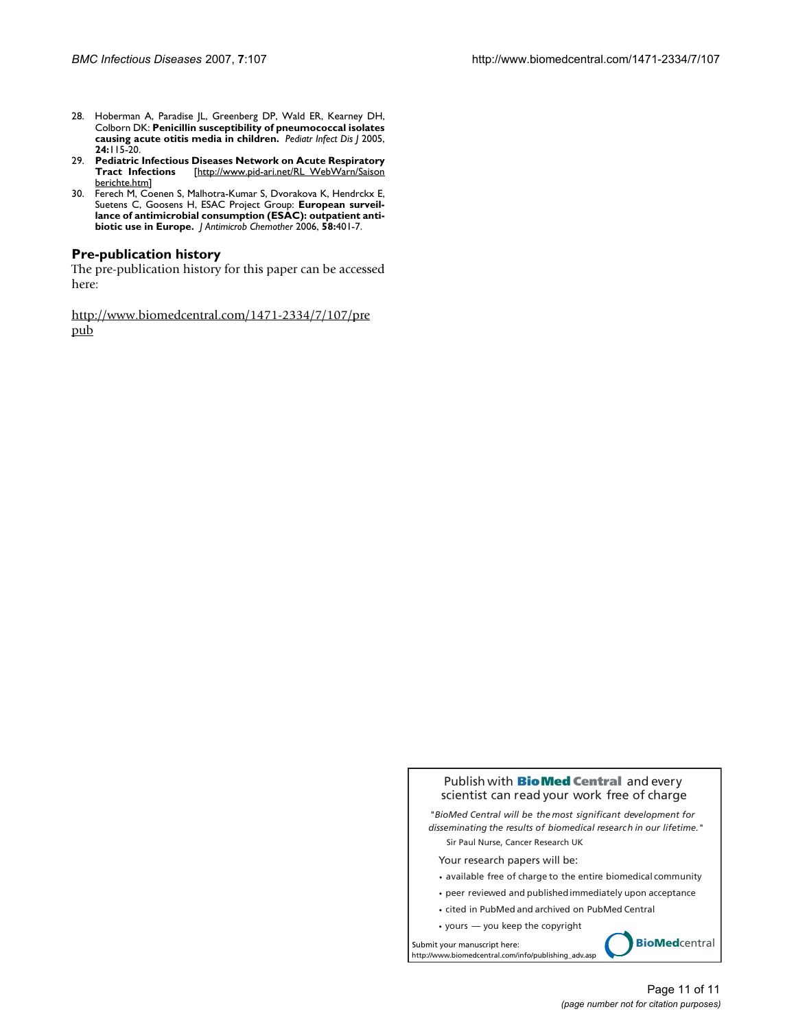28. Hoberman A, Paradise JL, Greenberg DP, Wald ER, Kearney DH, Colborn DK: **Penicillin susceptibility of pneumococcal isolates causing acute otitis media in children.** *Pediatr Infect Dis J* 2005, **24:**115-20.
29. **Pediatric Infectious Diseases Network on Acute Respiratory Tract Infections** [http://www.pid-ari.net/RL_WebWarn/Saisonberichte.htm]
30. Ferech M, Coenen S, Malhotra-Kumar S, Dvorakova K, Hendrckx E, Suetens C, Goosens H, ESAC Project Group: **European surveillance of antimicrobial consumption (ESAC): outpatient antibiotic use in Europe.** *J Antimicrob Chemother* 2006, **58:**401-7.

## Pre-publication history

The pre-publication history for this paper can be accessed here:

http://www.biomedcentral.com/1471-2334/7/107/prepub

Publish with **BioMed Central** and every scientist can read your work free of charge

*"BioMed Central will be the most significant development for disseminating the results of biomedical research in our lifetime."*

Sir Paul Nurse, Cancer Research UK

Your research papers will be:

- available free of charge to the entire biomedical community
- peer reviewed and published immediately upon acceptance
- cited in PubMed and archived on PubMed Central
- yours — you keep the copyright

Submit your manuscript here:
http://www.biomedcentral.com/info/publishing_adv.asp

BioMedcentral